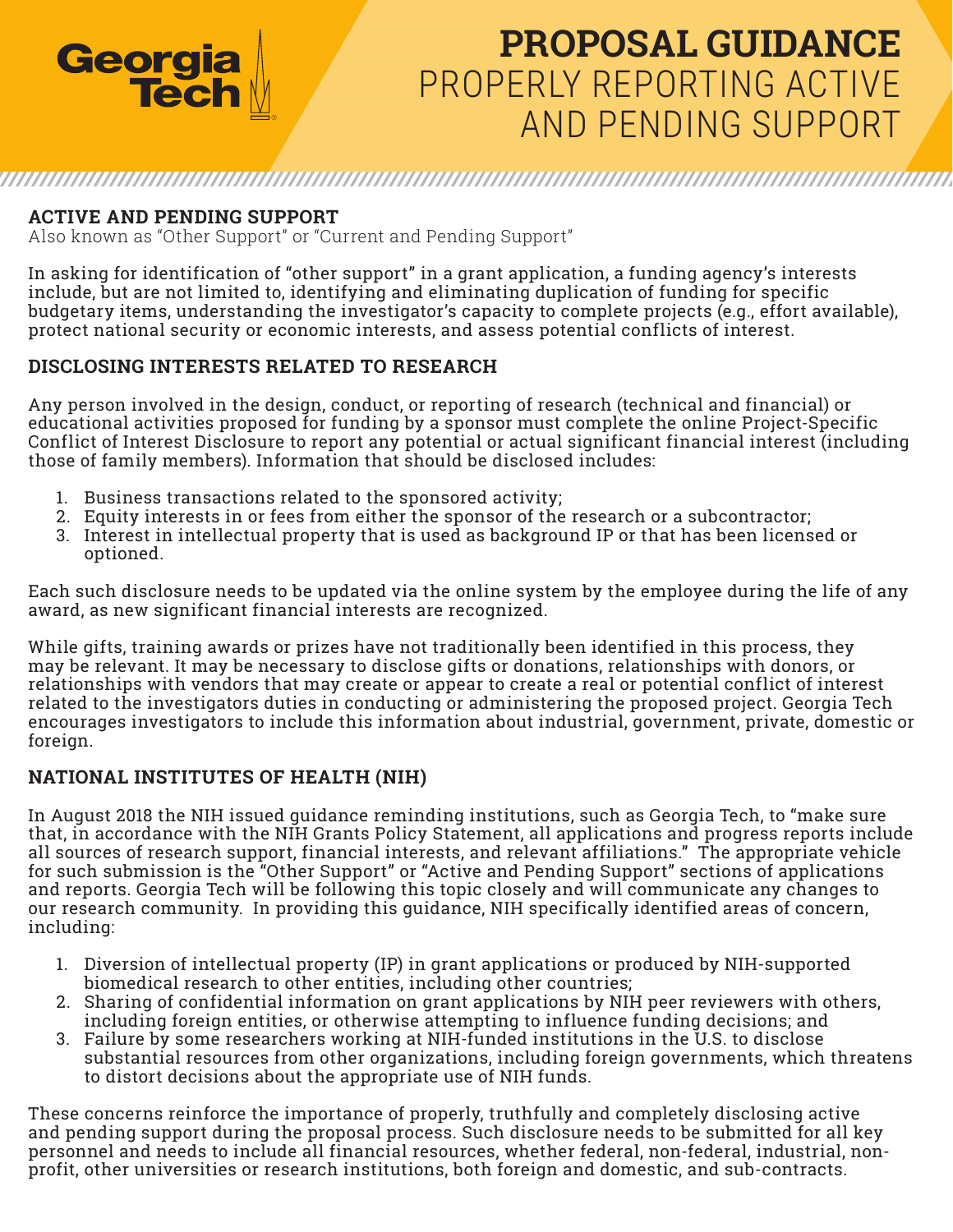# PROPOSAL GUIDANCE
# PROPERLY REPORTING ACTIVE AND PENDING SUPPORT

## ACTIVE AND PENDING SUPPORT

Also known as "Other Support" or "Current and Pending Support"

In asking for identification of "other support" in a grant application, a funding agency's interests include, but are not limited to, identifying and eliminating duplication of funding for specific budgetary items, understanding the investigator's capacity to complete projects (e.g., effort available), protect national security or economic interests, and assess potential conflicts of interest.

## DISCLOSING INTERESTS RELATED TO RESEARCH

Any person involved in the design, conduct, or reporting of research (technical and financial) or educational activities proposed for funding by a sponsor must complete the online Project-Specific Conflict of Interest Disclosure to report any potential or actual significant financial interest (including those of family members). Information that should be disclosed includes:

1. Business transactions related to the sponsored activity;
2. Equity interests in or fees from either the sponsor of the research or a subcontractor;
3. Interest in intellectual property that is used as background IP or that has been licensed or optioned.

Each such disclosure needs to be updated via the online system by the employee during the life of any award, as new significant financial interests are recognized.

While gifts, training awards or prizes have not traditionally been identified in this process, they may be relevant. It may be necessary to disclose gifts or donations, relationships with donors, or relationships with vendors that may create or appear to create a real or potential conflict of interest related to the investigators duties in conducting or administering the proposed project. Georgia Tech encourages investigators to include this information about industrial, government, private, domestic or foreign.

## NATIONAL INSTITUTES OF HEALTH (NIH)

In August 2018 the NIH issued guidance reminding institutions, such as Georgia Tech, to "make sure that, in accordance with the NIH Grants Policy Statement, all applications and progress reports include all sources of research support, financial interests, and relevant affiliations." The appropriate vehicle for such submission is the "Other Support" or "Active and Pending Support" sections of applications and reports. Georgia Tech will be following this topic closely and will communicate any changes to our research community. In providing this guidance, NIH specifically identified areas of concern, including:

1. Diversion of intellectual property (IP) in grant applications or produced by NIH-supported biomedical research to other entities, including other countries;
2. Sharing of confidential information on grant applications by NIH peer reviewers with others, including foreign entities, or otherwise attempting to influence funding decisions; and
3. Failure by some researchers working at NIH-funded institutions in the U.S. to disclose substantial resources from other organizations, including foreign governments, which threatens to distort decisions about the appropriate use of NIH funds.

These concerns reinforce the importance of properly, truthfully and completely disclosing active and pending support during the proposal process. Such disclosure needs to be submitted for all key personnel and needs to include all financial resources, whether federal, non-federal, industrial, non-profit, other universities or research institutions, both foreign and domestic, and sub-contracts.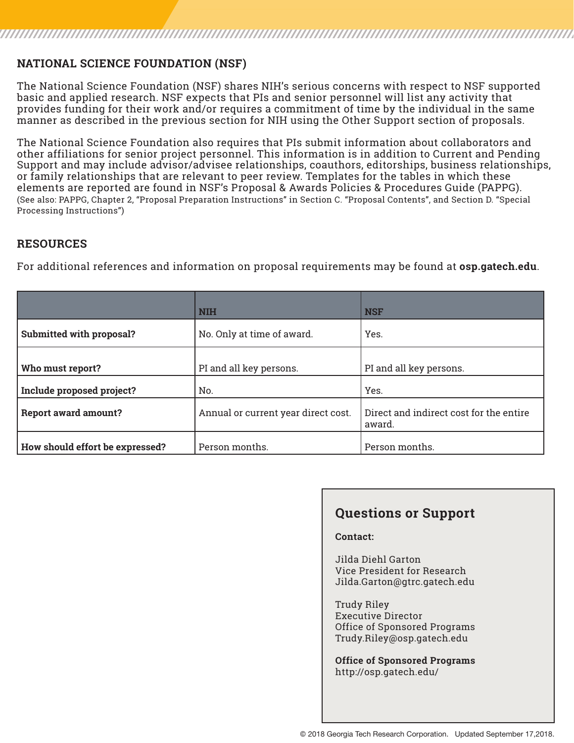## NATIONAL SCIENCE FOUNDATION (NSF)

The National Science Foundation (NSF) shares NIH's serious concerns with respect to NSF supported basic and applied research. NSF expects that PIs and senior personnel will list any activity that provides funding for their work and/or requires a commitment of time by the individual in the same manner as described in the previous section for NIH using the Other Support section of proposals.

The National Science Foundation also requires that PIs submit information about collaborators and other affiliations for senior project personnel. This information is in addition to Current and Pending Support and may include advisor/advisee relationships, coauthors, editorships, business relationships, or family relationships that are relevant to peer review. Templates for the tables in which these elements are reported are found in NSF's Proposal & Awards Policies & Procedures Guide (PAPPG). (See also: PAPPG, Chapter 2, "Proposal Preparation Instructions" in Section C. "Proposal Contents", and Section D. "Special Processing Instructions")

## RESOURCES

For additional references and information on proposal requirements may be found at **osp.gatech.edu**.

| | NIH | NSF |
|---|---|---|
| **Submitted with proposal?** | No. Only at time of award. | Yes. |
| **Who must report?** | PI and all key persons. | PI and all key persons. |
| **Include proposed project?** | No. | Yes. |
| **Report award amount?** | Annual or current year direct cost. | Direct and indirect cost for the entire award. |
| **How should effort be expressed?** | Person months. | Person months. |

### Questions or Support

**Contact:**

Jilda Diehl Garton
Vice President for Research
Jilda.Garton@gtrc.gatech.edu

Trudy Riley
Executive Director
Office of Sponsored Programs
Trudy.Riley@osp.gatech.edu

**Office of Sponsored Programs**
http://osp.gatech.edu/

© 2018 Georgia Tech Research Corporation. Updated September 17,2018.